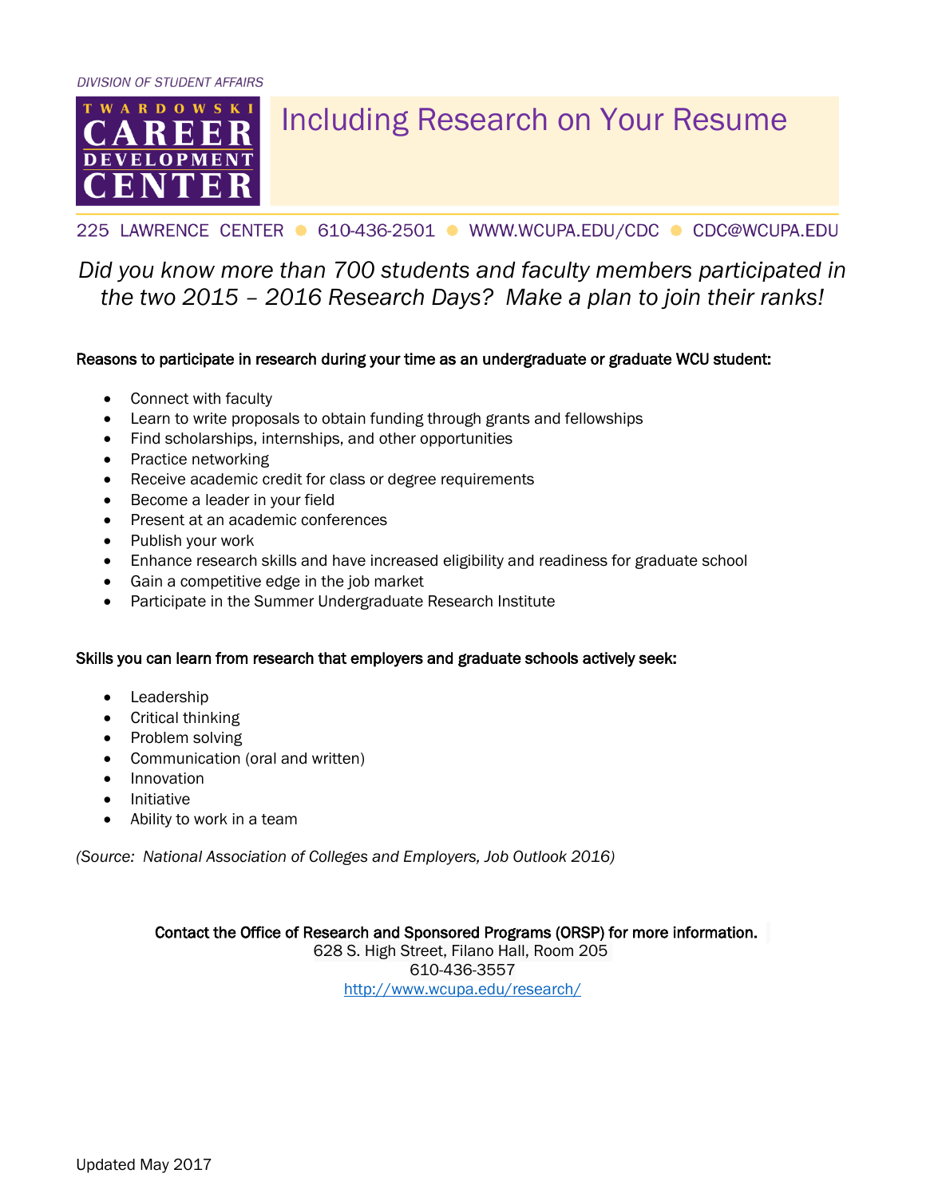DIVISION OF STUDENT AFFAIRS

TWARDOWSKI CAREER DEVELOPMENT CENTER

# Including Research on Your Resume

225 LAWRENCE CENTER ● 610-436-2501 ● WWW.WCUPA.EDU/CDC ● CDC@WCUPA.EDU

*Did you know more than 700 students and faculty members participated in the two 2015 – 2016 Research Days? Make a plan to join their ranks!*

**Reasons to participate in research during your time as an undergraduate or graduate WCU student:**

- Connect with faculty
- Learn to write proposals to obtain funding through grants and fellowships
- Find scholarships, internships, and other opportunities
- Practice networking
- Receive academic credit for class or degree requirements
- Become a leader in your field
- Present at an academic conferences
- Publish your work
- Enhance research skills and have increased eligibility and readiness for graduate school
- Gain a competitive edge in the job market
- Participate in the Summer Undergraduate Research Institute

**Skills you can learn from research that employers and graduate schools actively seek:**

- Leadership
- Critical thinking
- Problem solving
- Communication (oral and written)
- Innovation
- Initiative
- Ability to work in a team

*(Source: National Association of Colleges and Employers, Job Outlook 2016)*

**Contact the Office of Research and Sponsored Programs (ORSP) for more information.**
628 S. High Street, Filano Hall, Room 205
610-436-3557
http://www.wcupa.edu/research/

Updated May 2017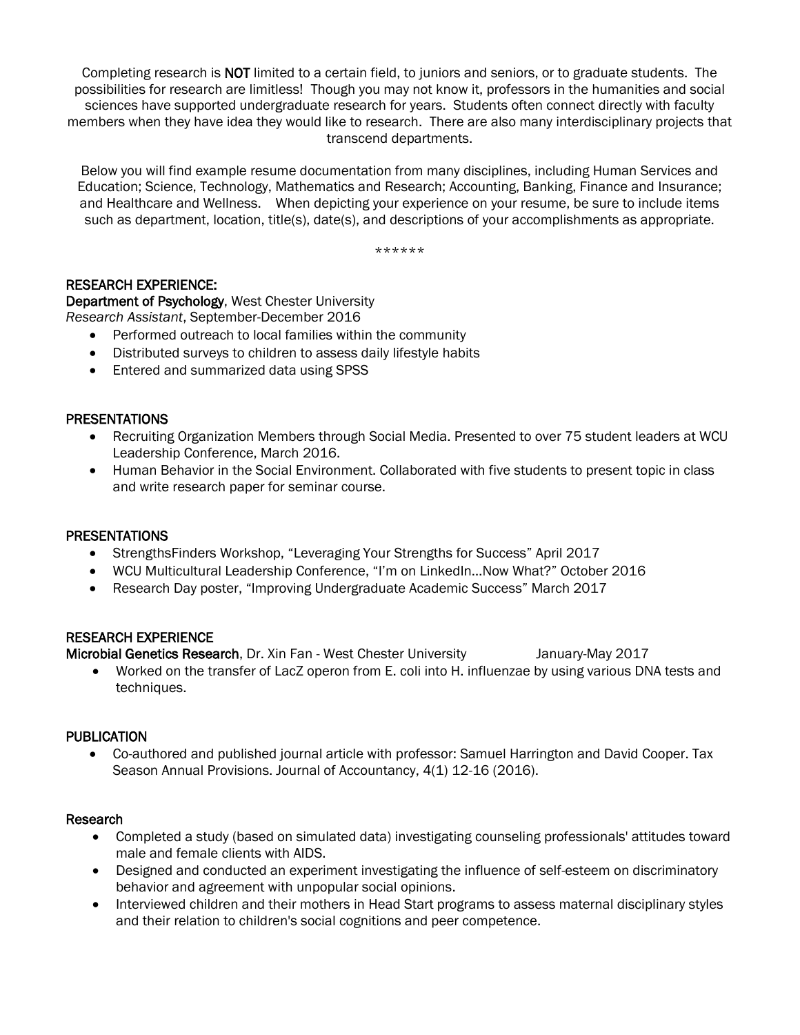Completing research is **NOT** limited to a certain field, to juniors and seniors, or to graduate students. The possibilities for research are limitless! Though you may not know it, professors in the humanities and social sciences have supported undergraduate research for years. Students often connect directly with faculty members when they have idea they would like to research. There are also many interdisciplinary projects that transcend departments.

Below you will find example resume documentation from many disciplines, including Human Services and Education; Science, Technology, Mathematics and Research; Accounting, Banking, Finance and Insurance; and Healthcare and Wellness. When depicting your experience on your resume, be sure to include items such as department, location, title(s), date(s), and descriptions of your accomplishments as appropriate.

******

**RESEARCH EXPERIENCE:**

**Department of Psychology**, West Chester University
*Research Assistant*, September-December 2016

- Performed outreach to local families within the community
- Distributed surveys to children to assess daily lifestyle habits
- Entered and summarized data using SPSS

**PRESENTATIONS**

- Recruiting Organization Members through Social Media. Presented to over 75 student leaders at WCU Leadership Conference, March 2016.
- Human Behavior in the Social Environment. Collaborated with five students to present topic in class and write research paper for seminar course.

**PRESENTATIONS**

- StrengthsFinders Workshop, "Leveraging Your Strengths for Success" April 2017
- WCU Multicultural Leadership Conference, "I'm on LinkedIn…Now What?" October 2016
- Research Day poster, "Improving Undergraduate Academic Success" March 2017

**RESEARCH EXPERIENCE**

**Microbial Genetics Research**, Dr. Xin Fan - West Chester University January-May 2017

- Worked on the transfer of LacZ operon from E. coli into H. influenzae by using various DNA tests and techniques.

**PUBLICATION**

- Co-authored and published journal article with professor: Samuel Harrington and David Cooper. Tax Season Annual Provisions. Journal of Accountancy, 4(1) 12-16 (2016).

**Research**

- Completed a study (based on simulated data) investigating counseling professionals' attitudes toward male and female clients with AIDS.
- Designed and conducted an experiment investigating the influence of self-esteem on discriminatory behavior and agreement with unpopular social opinions.
- Interviewed children and their mothers in Head Start programs to assess maternal disciplinary styles and their relation to children's social cognitions and peer competence.